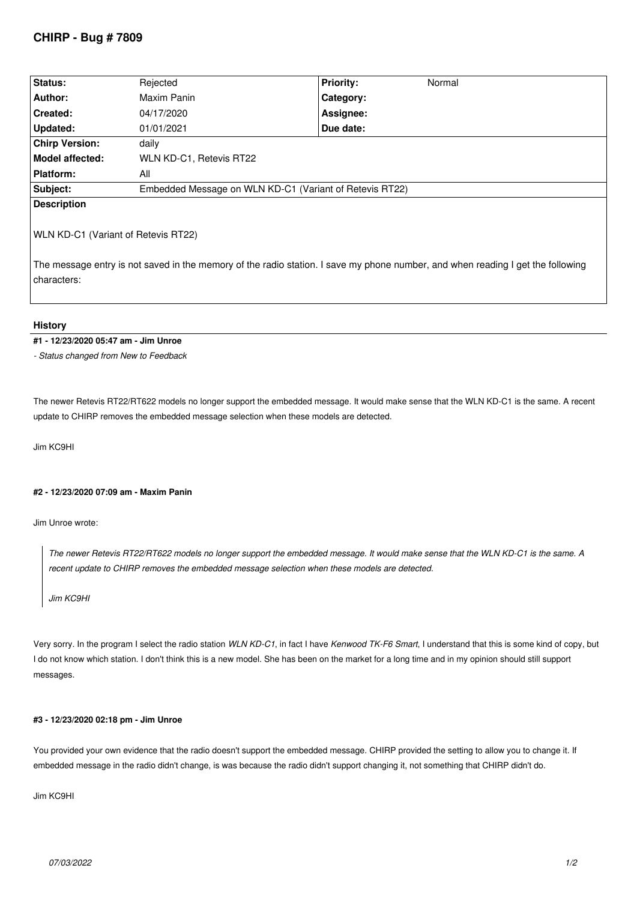# CHIRP - Bug # 7809

| Status: | Rejected | Priority: | Normal |
|---|---|---|---|
| Author: | Maxim Panin | Category: | |
| Created: | 04/17/2020 | Assignee: | |
| Updated: | 01/01/2021 | Due date: | |
| Chirp Version: | daily | | |
| Model affected: | WLN KD-C1, Retevis RT22 | | |
| Platform: | All | | |
| Subject: | Embedded Message on WLN KD-C1 (Variant of Retevis RT22) | | |

**Description**

WLN KD-C1 (Variant of Retevis RT22)

The message entry is not saved in the memory of the radio station. I save my phone number, and when reading I get the following characters:

## History

**#1 - 12/23/2020 05:47 am - Jim Unroe**

*- Status changed from New to Feedback*

The newer Retevis RT22/RT622 models no longer support the embedded message. It would make sense that the WLN KD-C1 is the same. A recent update to CHIRP removes the embedded message selection when these models are detected.

Jim KC9HI

**#2 - 12/23/2020 07:09 am - Maxim Panin**

Jim Unroe wrote:

> *The newer Retevis RT22/RT622 models no longer support the embedded message. It would make sense that the WLN KD-C1 is the same. A recent update to CHIRP removes the embedded message selection when these models are detected.*
>
> *Jim KC9HI*

Very sorry. In the program I select the radio station *WLN KD-C1*, in fact I have *Kenwood TK-F6 Smart*, I understand that this is some kind of copy, but I do not know which station. I don't think this is a new model. She has been on the market for a long time and in my opinion should still support messages.

**#3 - 12/23/2020 02:18 pm - Jim Unroe**

You provided your own evidence that the radio doesn't support the embedded message. CHIRP provided the setting to allow you to change it. If embedded message in the radio didn't change, is was because the radio didn't support changing it, not something that CHIRP didn't do.

Jim KC9HI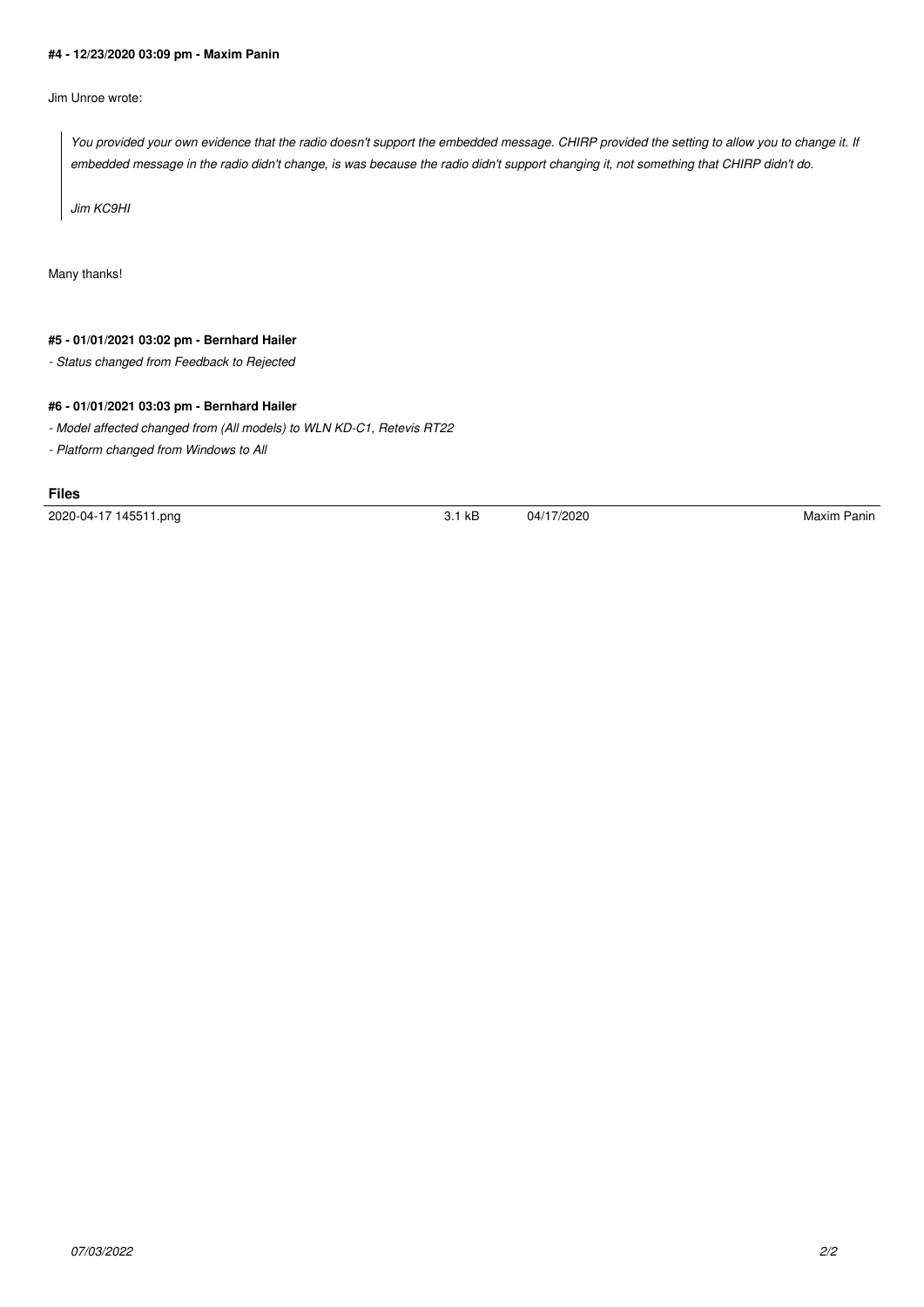#### #4 - 12/23/2020 03:09 pm - Maxim Panin

Jim Unroe wrote:

> *You provided your own evidence that the radio doesn't support the embedded message. CHIRP provided the setting to allow you to change it. If embedded message in the radio didn't change, is was because the radio didn't support changing it, not something that CHIRP didn't do.*
>
> *Jim KC9HI*

Many thanks!

#### #5 - 01/01/2021 03:02 pm - Bernhard Hailer

- *Status changed from Feedback to Rejected*

#### #6 - 01/01/2021 03:03 pm - Bernhard Hailer

- *Model affected changed from (All models) to WLN KD-C1, Retevis RT22*
- *Platform changed from Windows to All*

### Files

| | | | |
|---|---|---|---|
| 2020-04-17 145511.png | 3.1 kB | 04/17/2020 | Maxim Panin |